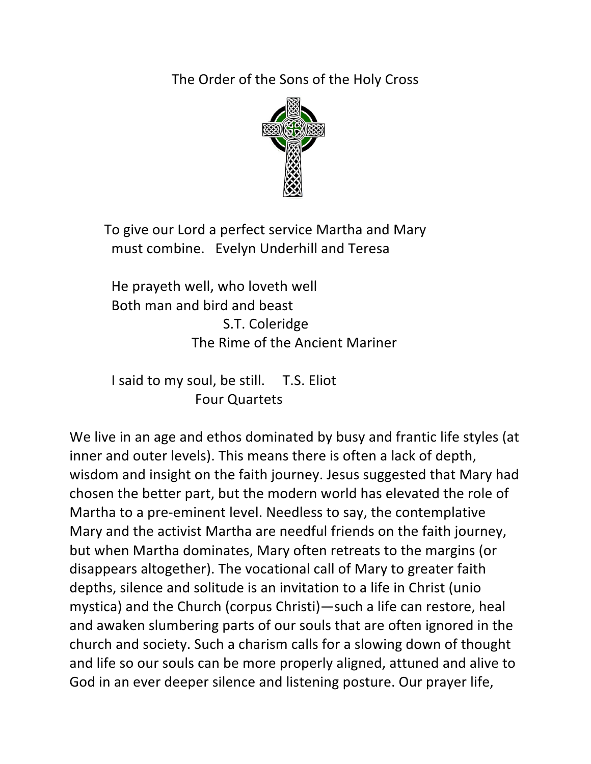# The Order of the Sons of the Holy Cross

To give our Lord a perfect service Martha and Mary must combine. Evelyn Underhill and Teresa

He prayeth well, who loveth well  
Both man and bird and beast  
S.T. Coleridge  
The Rime of the Ancient Mariner

I said to my soul, be still. T.S. Eliot  
Four Quartets

We live in an age and ethos dominated by busy and frantic life styles (at inner and outer levels). This means there is often a lack of depth, wisdom and insight on the faith journey. Jesus suggested that Mary had chosen the better part, but the modern world has elevated the role of Martha to a pre-eminent level. Needless to say, the contemplative Mary and the activist Martha are needful friends on the faith journey, but when Martha dominates, Mary often retreats to the margins (or disappears altogether). The vocational call of Mary to greater faith depths, silence and solitude is an invitation to a life in Christ (unio mystica) and the Church (corpus Christi)—such a life can restore, heal and awaken slumbering parts of our souls that are often ignored in the church and society. Such a charism calls for a slowing down of thought and life so our souls can be more properly aligned, attuned and alive to God in an ever deeper silence and listening posture. Our prayer life,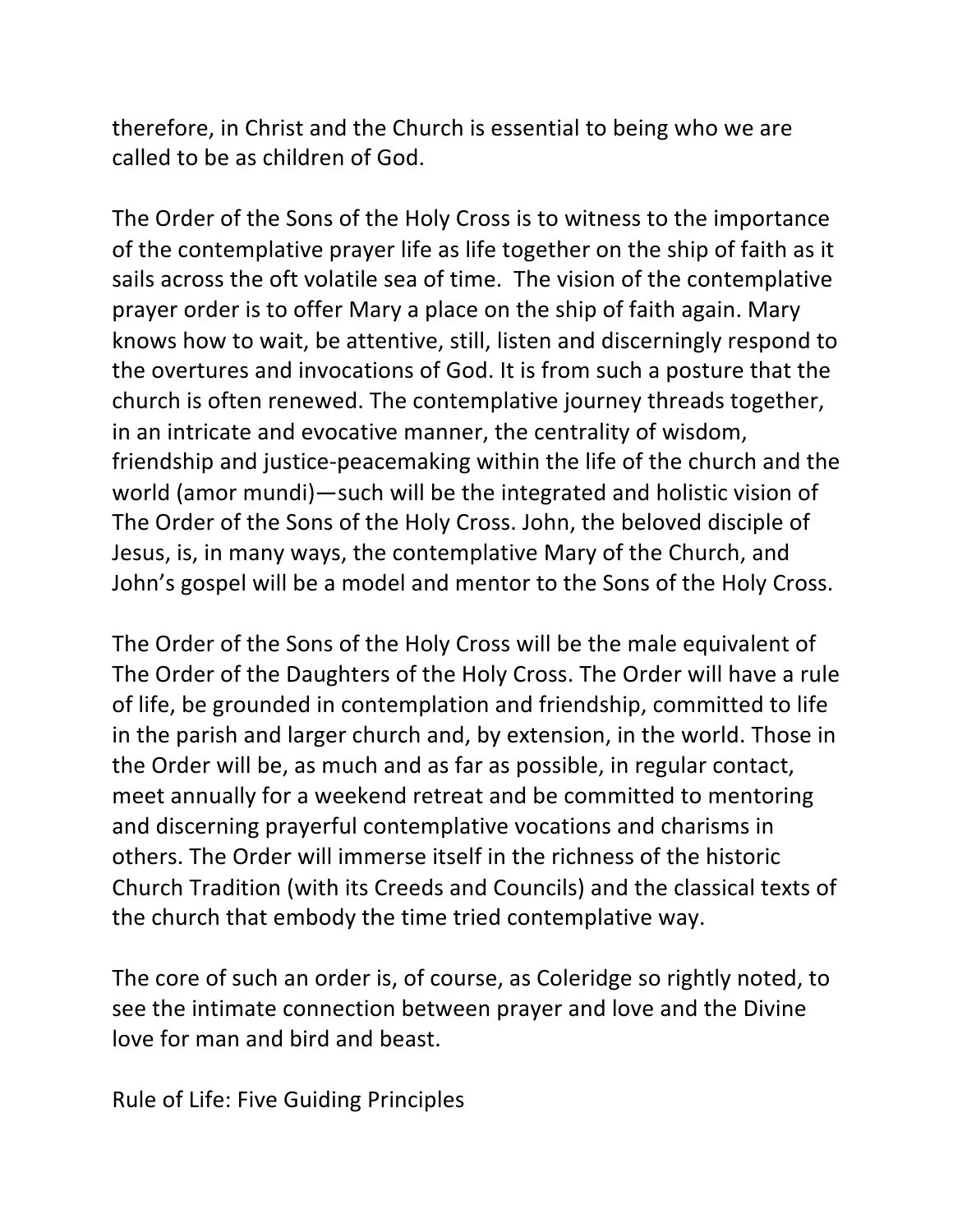therefore, in Christ and the Church is essential to being who we are called to be as children of God.

The Order of the Sons of the Holy Cross is to witness to the importance of the contemplative prayer life as life together on the ship of faith as it sails across the oft volatile sea of time. The vision of the contemplative prayer order is to offer Mary a place on the ship of faith again. Mary knows how to wait, be attentive, still, listen and discerningly respond to the overtures and invocations of God. It is from such a posture that the church is often renewed. The contemplative journey threads together, in an intricate and evocative manner, the centrality of wisdom, friendship and justice-peacemaking within the life of the church and the world (amor mundi)—such will be the integrated and holistic vision of The Order of the Sons of the Holy Cross. John, the beloved disciple of Jesus, is, in many ways, the contemplative Mary of the Church, and John's gospel will be a model and mentor to the Sons of the Holy Cross.

The Order of the Sons of the Holy Cross will be the male equivalent of The Order of the Daughters of the Holy Cross. The Order will have a rule of life, be grounded in contemplation and friendship, committed to life in the parish and larger church and, by extension, in the world. Those in the Order will be, as much and as far as possible, in regular contact, meet annually for a weekend retreat and be committed to mentoring and discerning prayerful contemplative vocations and charisms in others. The Order will immerse itself in the richness of the historic Church Tradition (with its Creeds and Councils) and the classical texts of the church that embody the time tried contemplative way.

The core of such an order is, of course, as Coleridge so rightly noted, to see the intimate connection between prayer and love and the Divine love for man and bird and beast.

Rule of Life: Five Guiding Principles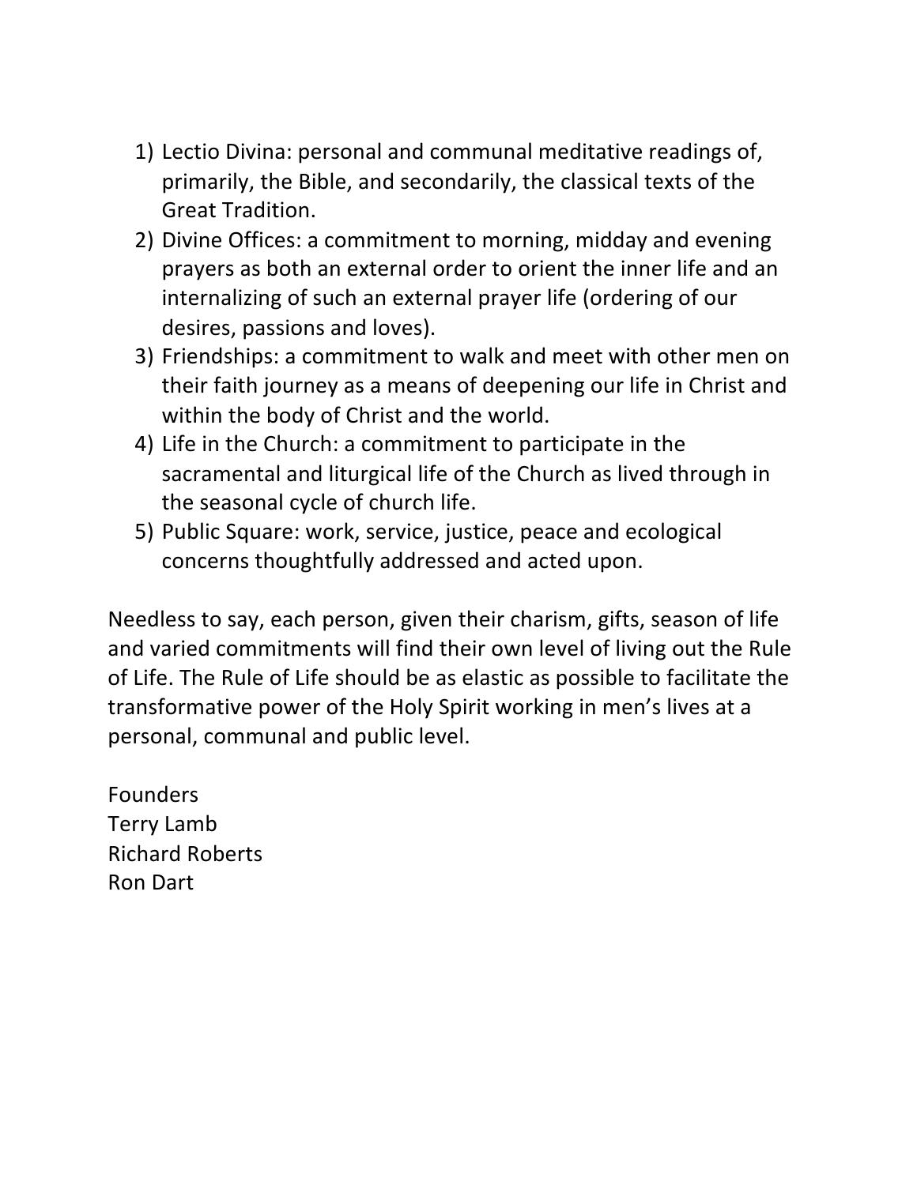1) Lectio Divina: personal and communal meditative readings of, primarily, the Bible, and secondarily, the classical texts of the Great Tradition.
2) Divine Offices: a commitment to morning, midday and evening prayers as both an external order to orient the inner life and an internalizing of such an external prayer life (ordering of our desires, passions and loves).
3) Friendships: a commitment to walk and meet with other men on their faith journey as a means of deepening our life in Christ and within the body of Christ and the world.
4) Life in the Church: a commitment to participate in the sacramental and liturgical life of the Church as lived through in the seasonal cycle of church life.
5) Public Square: work, service, justice, peace and ecological concerns thoughtfully addressed and acted upon.

Needless to say, each person, given their charism, gifts, season of life and varied commitments will find their own level of living out the Rule of Life. The Rule of Life should be as elastic as possible to facilitate the transformative power of the Holy Spirit working in men's lives at a personal, communal and public level.

Founders
Terry Lamb
Richard Roberts
Ron Dart